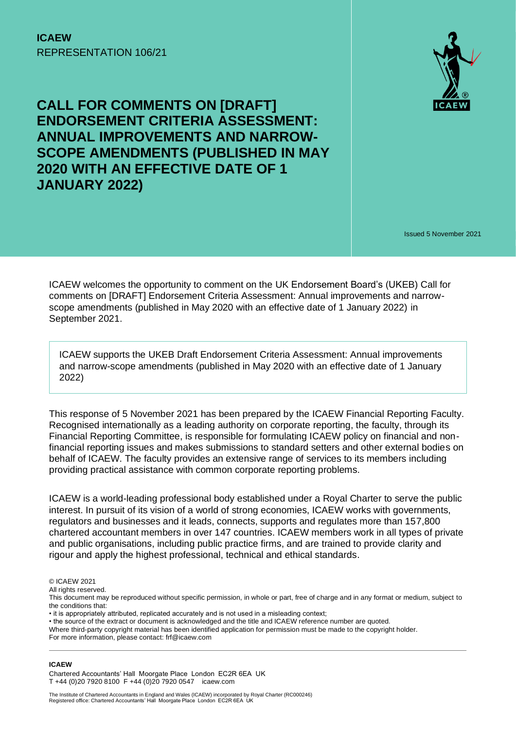**ICAEW**
REPRESENTATION 106/21

# CALL FOR COMMENTS ON [DRAFT] ENDORSEMENT CRITERIA ASSESSMENT: ANNUAL IMPROVEMENTS AND NARROW-SCOPE AMENDMENTS (PUBLISHED IN MAY 2020 WITH AN EFFECTIVE DATE OF 1 JANUARY 2022)

Issued 5 November 2021

ICAEW welcomes the opportunity to comment on the UK Endorsement Board's (UKEB) Call for comments on [DRAFT] Endorsement Criteria Assessment: Annual improvements and narrow-scope amendments (published in May 2020 with an effective date of 1 January 2022) in September 2021.

> ICAEW supports the UKEB Draft Endorsement Criteria Assessment: Annual improvements and narrow-scope amendments (published in May 2020 with an effective date of 1 January 2022)

This response of 5 November 2021 has been prepared by the ICAEW Financial Reporting Faculty. Recognised internationally as a leading authority on corporate reporting, the faculty, through its Financial Reporting Committee, is responsible for formulating ICAEW policy on financial and non-financial reporting issues and makes submissions to standard setters and other external bodies on behalf of ICAEW. The faculty provides an extensive range of services to its members including providing practical assistance with common corporate reporting problems.

ICAEW is a world-leading professional body established under a Royal Charter to serve the public interest. In pursuit of its vision of a world of strong economies, ICAEW works with governments, regulators and businesses and it leads, connects, supports and regulates more than 157,800 chartered accountant members in over 147 countries. ICAEW members work in all types of private and public organisations, including public practice firms, and are trained to provide clarity and rigour and apply the highest professional, technical and ethical standards.

© ICAEW 2021
All rights reserved.
This document may be reproduced without specific permission, in whole or part, free of charge and in any format or medium, subject to the conditions that:
• it is appropriately attributed, replicated accurately and is not used in a misleading context;
• the source of the extract or document is acknowledged and the title and ICAEW reference number are quoted.
Where third-party copyright material has been identified application for permission must be made to the copyright holder.
For more information, please contact: frf@icaew.com

**ICAEW**
Chartered Accountants' Hall Moorgate Place London EC2R 6EA UK
T +44 (0)20 7920 8100 F +44 (0)20 7920 0547 icaew.com

The Institute of Chartered Accountants in England and Wales (ICAEW) incorporated by Royal Charter (RC000246)
Registered office: Chartered Accountants' Hall Moorgate Place London EC2R 6EA UK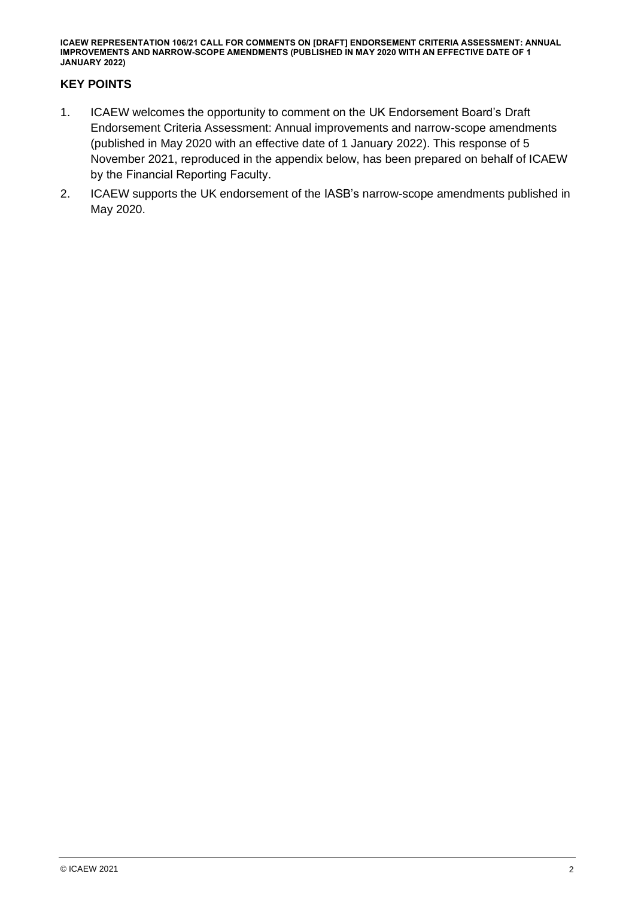## KEY POINTS

1. ICAEW welcomes the opportunity to comment on the UK Endorsement Board's Draft Endorsement Criteria Assessment: Annual improvements and narrow-scope amendments (published in May 2020 with an effective date of 1 January 2022). This response of 5 November 2021, reproduced in the appendix below, has been prepared on behalf of ICAEW by the Financial Reporting Faculty.
2. ICAEW supports the UK endorsement of the IASB's narrow-scope amendments published in May 2020.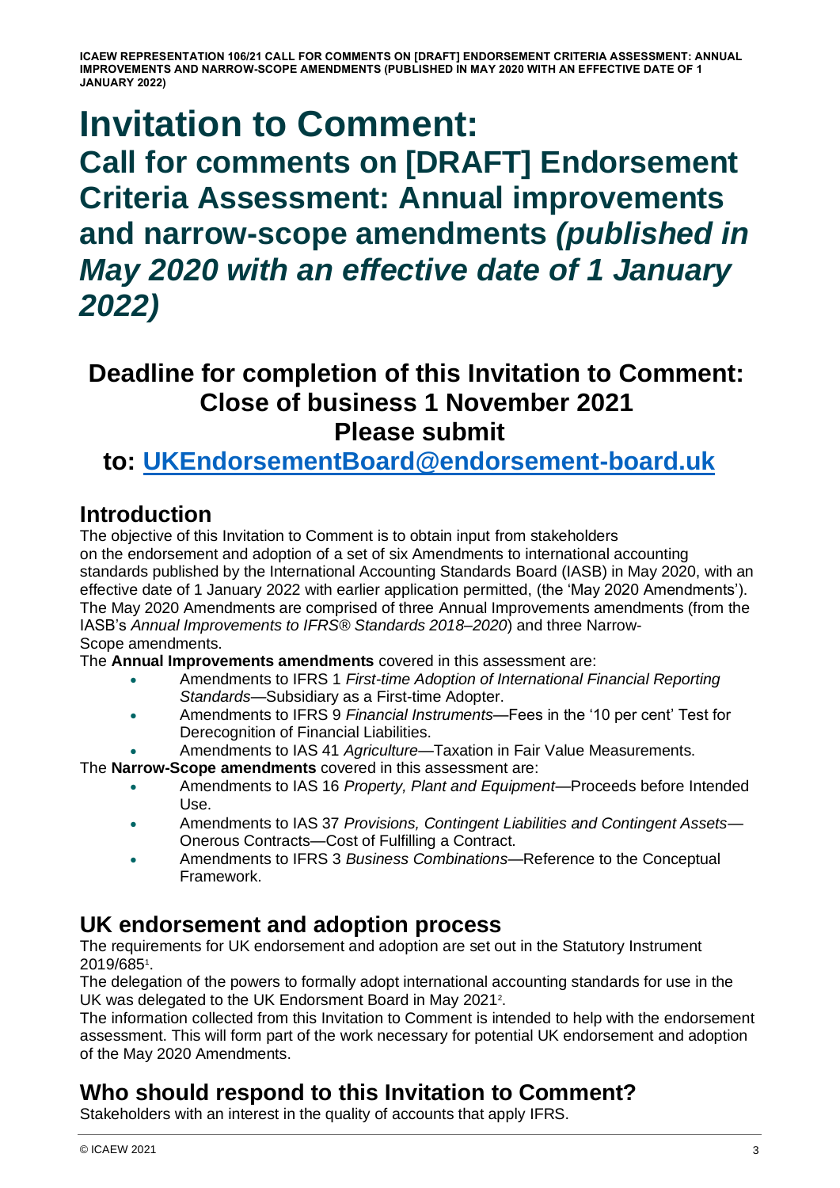# Invitation to Comment: Call for comments on [DRAFT] Endorsement Criteria Assessment: Annual improvements and narrow-scope amendments *(published in May 2020 with an effective date of 1 January 2022)*

## Deadline for completion of this Invitation to Comment: Close of business 1 November 2021 Please submit to: [UKEndorsementBoard@endorsement-board.uk](mailto:UKEndorsementBoard@endorsement-board.uk)

## Introduction

The objective of this Invitation to Comment is to obtain input from stakeholders on the endorsement and adoption of a set of six Amendments to international accounting standards published by the International Accounting Standards Board (IASB) in May 2020, with an effective date of 1 January 2022 with earlier application permitted, (the 'May 2020 Amendments'). The May 2020 Amendments are comprised of three Annual Improvements amendments (from the IASB's *Annual Improvements to IFRS® Standards 2018–2020*) and three Narrow-Scope amendments.

The **Annual Improvements amendments** covered in this assessment are:

- Amendments to IFRS 1 *First-time Adoption of International Financial Reporting Standards*—Subsidiary as a First-time Adopter.
- Amendments to IFRS 9 *Financial Instruments*—Fees in the '10 per cent' Test for Derecognition of Financial Liabilities.
- Amendments to IAS 41 *Agriculture*—Taxation in Fair Value Measurements.

The **Narrow-Scope amendments** covered in this assessment are:

- Amendments to IAS 16 *Property, Plant and Equipment*—Proceeds before Intended Use.
- Amendments to IAS 37 *Provisions, Contingent Liabilities and Contingent Assets*—Onerous Contracts—Cost of Fulfilling a Contract.
- Amendments to IFRS 3 *Business Combinations*—Reference to the Conceptual Framework.

## UK endorsement and adoption process

The requirements for UK endorsement and adoption are set out in the Statutory Instrument 2019/685[1].

The delegation of the powers to formally adopt international accounting standards for use in the UK was delegated to the UK Endorsment Board in May 2021[2].

The information collected from this Invitation to Comment is intended to help with the endorsement assessment. This will form part of the work necessary for potential UK endorsement and adoption of the May 2020 Amendments.

## Who should respond to this Invitation to Comment?

Stakeholders with an interest in the quality of accounts that apply IFRS.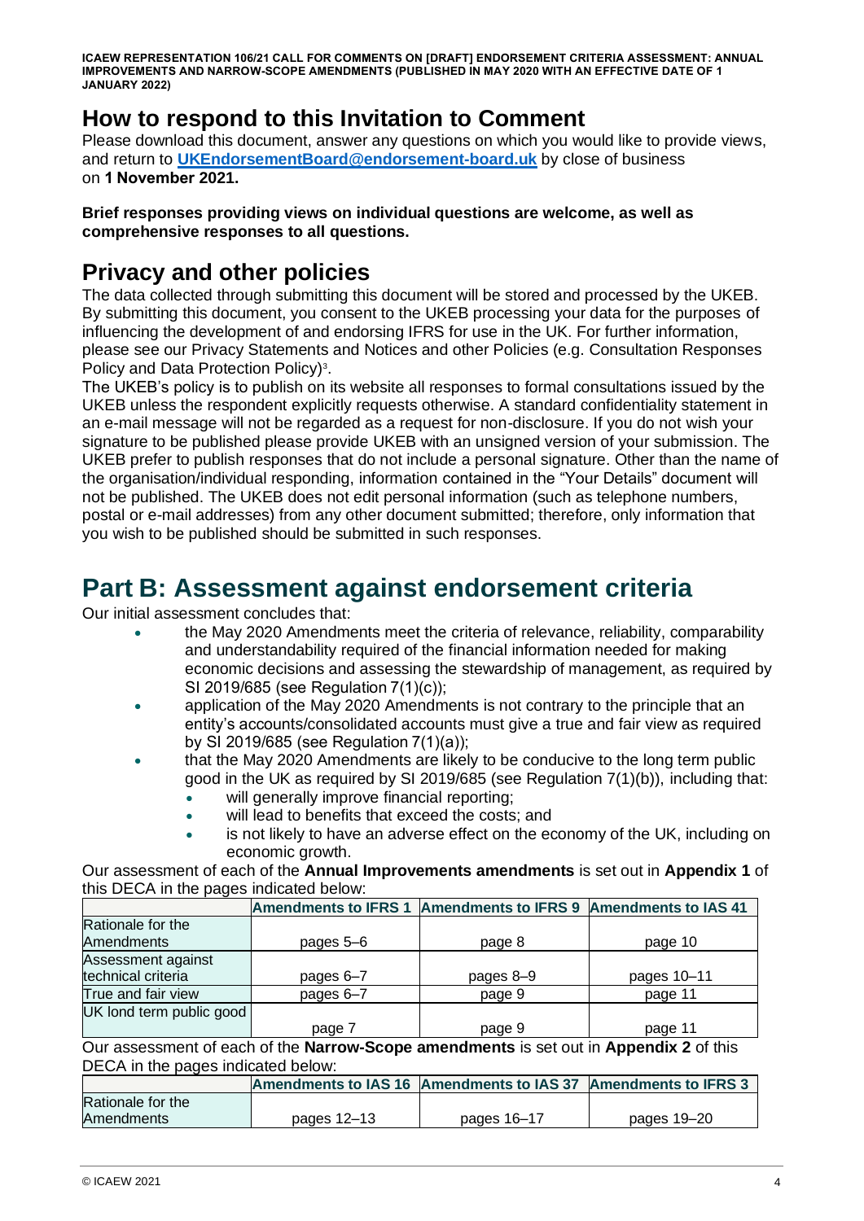## How to respond to this Invitation to Comment

Please download this document, answer any questions on which you would like to provide views, and return to **UKEndorsementBoard@endorsement-board.uk** by close of business on **1 November 2021.**

**Brief responses providing views on individual questions are welcome, as well as comprehensive responses to all questions.**

## Privacy and other policies

The data collected through submitting this document will be stored and processed by the UKEB. By submitting this document, you consent to the UKEB processing your data for the purposes of influencing the development of and endorsing IFRS for use in the UK. For further information, please see our Privacy Statements and Notices and other Policies (e.g. Consultation Responses Policy and Data Protection Policy)[3].

The UKEB's policy is to publish on its website all responses to formal consultations issued by the UKEB unless the respondent explicitly requests otherwise. A standard confidentiality statement in an e-mail message will not be regarded as a request for non-disclosure. If you do not wish your signature to be published please provide UKEB with an unsigned version of your submission. The UKEB prefer to publish responses that do not include a personal signature. Other than the name of the organisation/individual responding, information contained in the "Your Details" document will not be published. The UKEB does not edit personal information (such as telephone numbers, postal or e-mail addresses) from any other document submitted; therefore, only information that you wish to be published should be submitted in such responses.

# Part B: Assessment against endorsement criteria

Our initial assessment concludes that:

- the May 2020 Amendments meet the criteria of relevance, reliability, comparability and understandability required of the financial information needed for making economic decisions and assessing the stewardship of management, as required by SI 2019/685 (see Regulation 7(1)(c));
- application of the May 2020 Amendments is not contrary to the principle that an entity's accounts/consolidated accounts must give a true and fair view as required by SI 2019/685 (see Regulation 7(1)(a));
- that the May 2020 Amendments are likely to be conducive to the long term public good in the UK as required by SI 2019/685 (see Regulation 7(1)(b)), including that:
  - will generally improve financial reporting;
  - will lead to benefits that exceed the costs; and
  - is not likely to have an adverse effect on the economy of the UK, including on economic growth.

Our assessment of each of the **Annual Improvements amendments** is set out in **Appendix 1** of this DECA in the pages indicated below:

| | Amendments to IFRS 1 | Amendments to IFRS 9 | Amendments to IAS 41 |
|---|---|---|---|
| Rationale for the Amendments | pages 5–6 | page 8 | page 10 |
| Assessment against technical criteria | pages 6–7 | pages 8–9 | pages 10–11 |
| True and fair view | pages 6–7 | page 9 | page 11 |
| UK lond term public good | page 7 | page 9 | page 11 |

Our assessment of each of the **Narrow-Scope amendments** is set out in **Appendix 2** of this DECA in the pages indicated below:

| | Amendments to IAS 16 | Amendments to IAS 37 | Amendments to IFRS 3 |
|---|---|---|---|
| Rationale for the Amendments | pages 12–13 | pages 16–17 | pages 19–20 |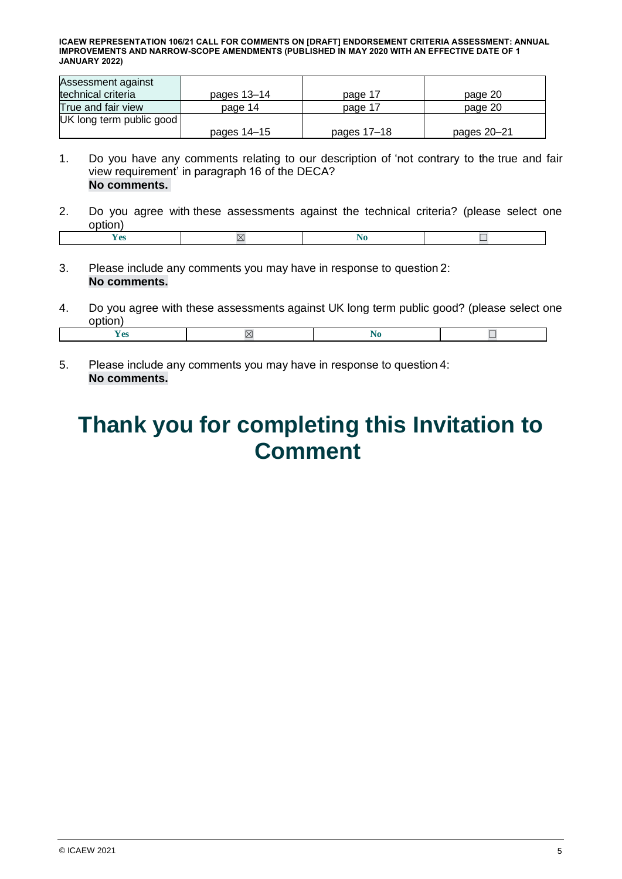| | | | |
|---|---|---|---|
| Assessment against technical criteria | pages 13–14 | page 17 | page 20 |
| True and fair view | page 14 | page 17 | page 20 |
| UK long term public good | pages 14–15 | pages 17–18 | pages 20–21 |

1. Do you have any comments relating to our description of 'not contrary to the true and fair view requirement' in paragraph 16 of the DECA?
   **No comments.**

2. Do you agree with these assessments against the technical criteria? (please select one option)

| | | | |
|---|---|---|---|
| Yes | ☒ | No | ☐ |

3. Please include any comments you may have in response to question 2:
   **No comments.**

4. Do you agree with these assessments against UK long term public good? (please select one option)

| | | | |
|---|---|---|---|
| Yes | ☒ | No | ☐ |

5. Please include any comments you may have in response to question 4:
   **No comments.**

# Thank you for completing this Invitation to Comment